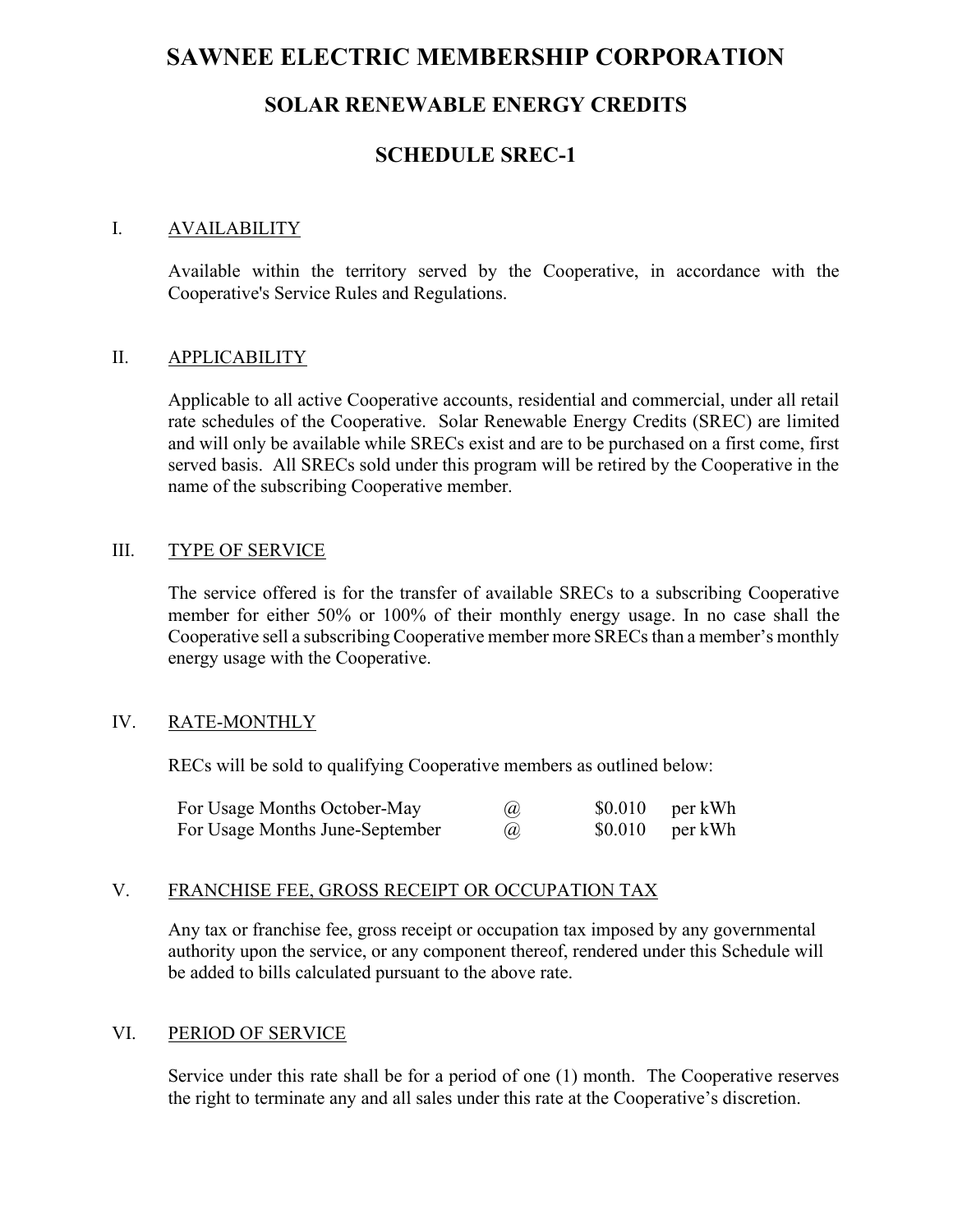# SAWNEE ELECTRIC MEMBERSHIP CORPORATION

## SOLAR RENEWABLE ENERGY CREDITS

## SCHEDULE SREC-1

### I. AVAILABILITY

Available within the territory served by the Cooperative, in accordance with the Cooperative's Service Rules and Regulations.

### II. APPLICABILITY

Applicable to all active Cooperative accounts, residential and commercial, under all retail rate schedules of the Cooperative. Solar Renewable Energy Credits (SREC) are limited and will only be available while SRECs exist and are to be purchased on a first come, first served basis. All SRECs sold under this program will be retired by the Cooperative in the name of the subscribing Cooperative member.

### III. TYPE OF SERVICE

The service offered is for the transfer of available SRECs to a subscribing Cooperative member for either 50% or 100% of their monthly energy usage. In no case shall the Cooperative sell a subscribing Cooperative member more SRECs than a member's monthly energy usage with the Cooperative.

### IV. RATE-MONTHLY

RECs will be sold to qualifying Cooperative members as outlined below:

| | | | |
|---|---|---|---|
| For Usage Months October-May | @ | $0.010 | per kWh |
| For Usage Months June-September | @ | $0.010 | per kWh |

### V. FRANCHISE FEE, GROSS RECEIPT OR OCCUPATION TAX

Any tax or franchise fee, gross receipt or occupation tax imposed by any governmental authority upon the service, or any component thereof, rendered under this Schedule will be added to bills calculated pursuant to the above rate.

### VI. PERIOD OF SERVICE

Service under this rate shall be for a period of one (1) month. The Cooperative reserves the right to terminate any and all sales under this rate at the Cooperative's discretion.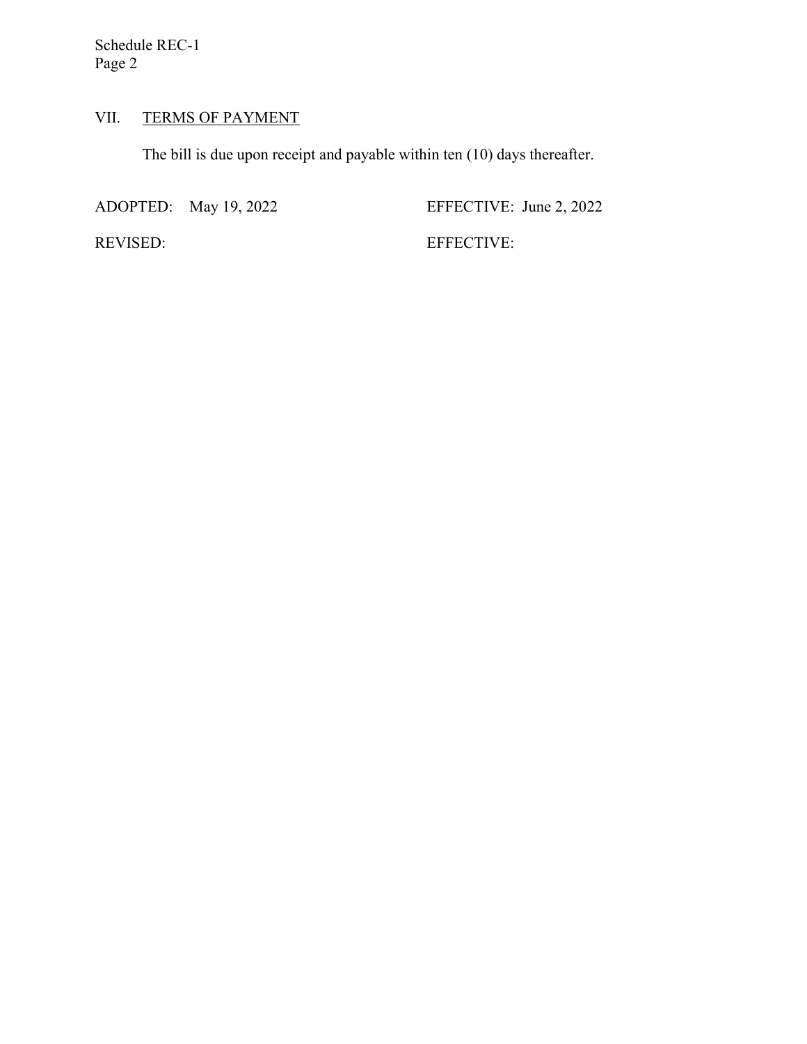## VII. TERMS OF PAYMENT

The bill is due upon receipt and payable within ten (10) days thereafter.

ADOPTED: May 19, 2022 EFFECTIVE: June 2, 2022

REVISED: EFFECTIVE: